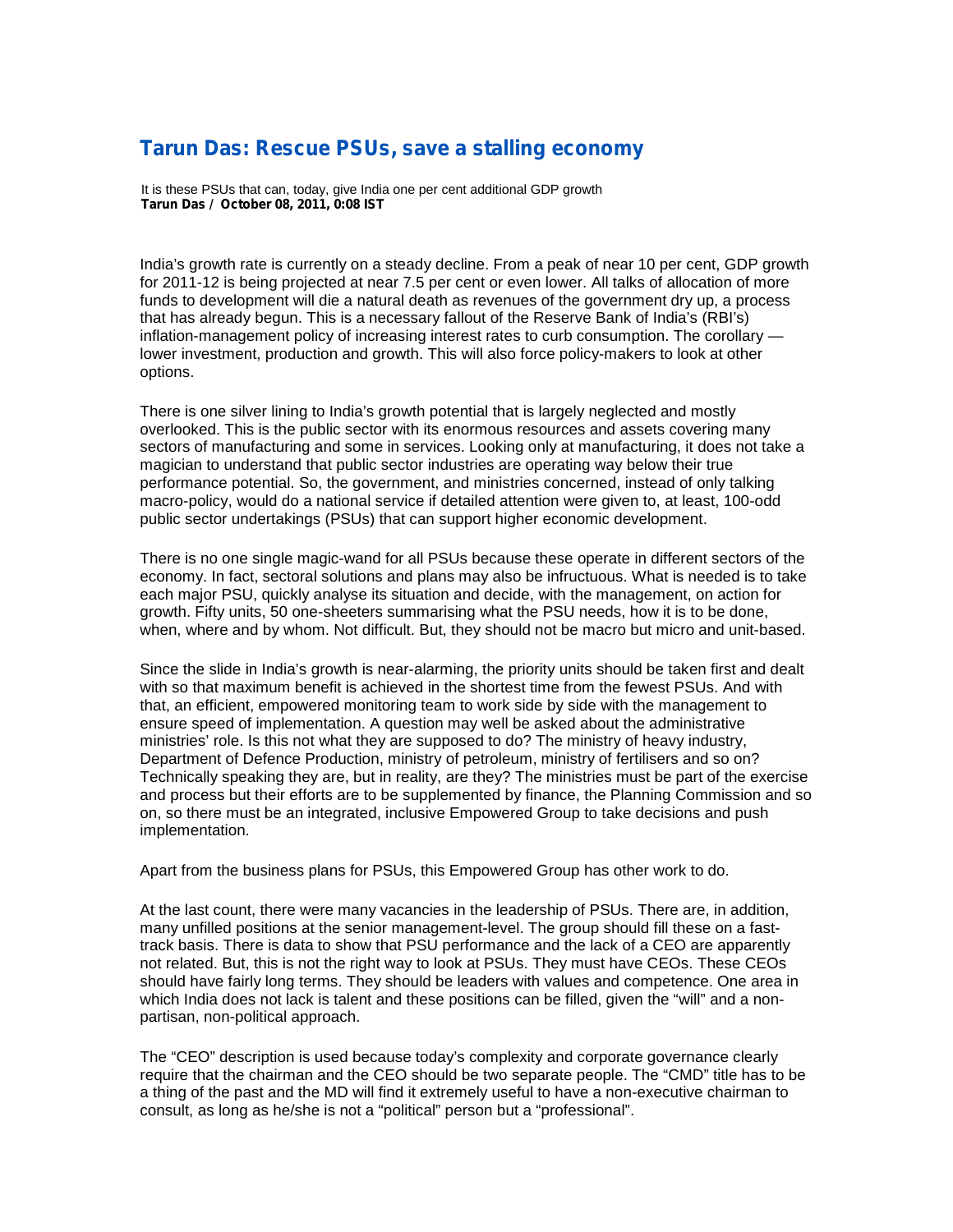# Tarun Das: Rescue PSUs, save a stalling economy

It is these PSUs that can, today, give India one per cent additional GDP growth
**Tarun Das / October 08, 2011, 0:08 IST**

India's growth rate is currently on a steady decline. From a peak of near 10 per cent, GDP growth for 2011-12 is being projected at near 7.5 per cent or even lower. All talks of allocation of more funds to development will die a natural death as revenues of the government dry up, a process that has already begun. This is a necessary fallout of the Reserve Bank of India's (RBI's) inflation-management policy of increasing interest rates to curb consumption. The corollary — lower investment, production and growth. This will also force policy-makers to look at other options.

There is one silver lining to India's growth potential that is largely neglected and mostly overlooked. This is the public sector with its enormous resources and assets covering many sectors of manufacturing and some in services. Looking only at manufacturing, it does not take a magician to understand that public sector industries are operating way below their true performance potential. So, the government, and ministries concerned, instead of only talking macro-policy, would do a national service if detailed attention were given to, at least, 100-odd public sector undertakings (PSUs) that can support higher economic development.

There is no one single magic-wand for all PSUs because these operate in different sectors of the economy. In fact, sectoral solutions and plans may also be infructuous. What is needed is to take each major PSU, quickly analyse its situation and decide, with the management, on action for growth. Fifty units, 50 one-sheeters summarising what the PSU needs, how it is to be done, when, where and by whom. Not difficult. But, they should not be macro but micro and unit-based.

Since the slide in India's growth is near-alarming, the priority units should be taken first and dealt with so that maximum benefit is achieved in the shortest time from the fewest PSUs. And with that, an efficient, empowered monitoring team to work side by side with the management to ensure speed of implementation. A question may well be asked about the administrative ministries' role. Is this not what they are supposed to do? The ministry of heavy industry, Department of Defence Production, ministry of petroleum, ministry of fertilisers and so on? Technically speaking they are, but in reality, are they? The ministries must be part of the exercise and process but their efforts are to be supplemented by finance, the Planning Commission and so on, so there must be an integrated, inclusive Empowered Group to take decisions and push implementation.

Apart from the business plans for PSUs, this Empowered Group has other work to do.

At the last count, there were many vacancies in the leadership of PSUs. There are, in addition, many unfilled positions at the senior management-level. The group should fill these on a fast-track basis. There is data to show that PSU performance and the lack of a CEO are apparently not related. But, this is not the right way to look at PSUs. They must have CEOs. These CEOs should have fairly long terms. They should be leaders with values and competence. One area in which India does not lack is talent and these positions can be filled, given the "will" and a non-partisan, non-political approach.

The "CEO" description is used because today's complexity and corporate governance clearly require that the chairman and the CEO should be two separate people. The "CMD" title has to be a thing of the past and the MD will find it extremely useful to have a non-executive chairman to consult, as long as he/she is not a "political" person but a "professional".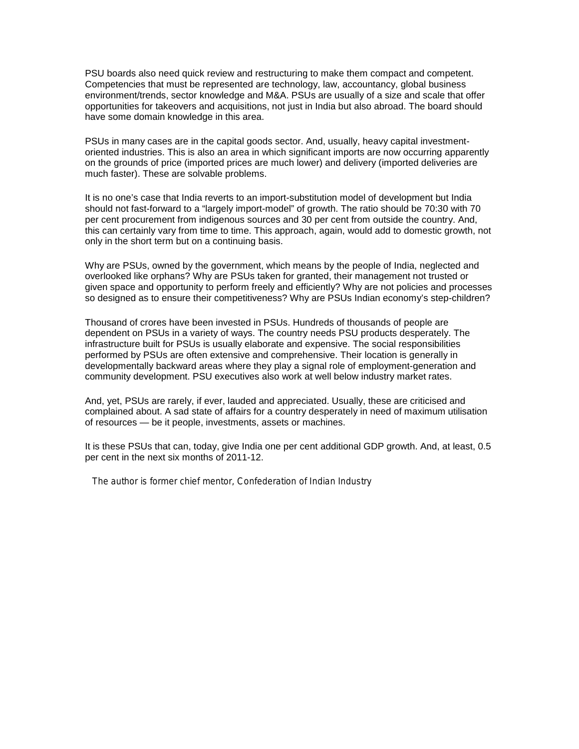PSU boards also need quick review and restructuring to make them compact and competent. Competencies that must be represented are technology, law, accountancy, global business environment/trends, sector knowledge and M&A. PSUs are usually of a size and scale that offer opportunities for takeovers and acquisitions, not just in India but also abroad. The board should have some domain knowledge in this area.

PSUs in many cases are in the capital goods sector. And, usually, heavy capital investment-oriented industries. This is also an area in which significant imports are now occurring apparently on the grounds of price (imported prices are much lower) and delivery (imported deliveries are much faster). These are solvable problems.

It is no one's case that India reverts to an import-substitution model of development but India should not fast-forward to a "largely import-model" of growth. The ratio should be 70:30 with 70 per cent procurement from indigenous sources and 30 per cent from outside the country. And, this can certainly vary from time to time. This approach, again, would add to domestic growth, not only in the short term but on a continuing basis.

Why are PSUs, owned by the government, which means by the people of India, neglected and overlooked like orphans? Why are PSUs taken for granted, their management not trusted or given space and opportunity to perform freely and efficiently? Why are not policies and processes so designed as to ensure their competitiveness? Why are PSUs Indian economy's step-children?

Thousand of crores have been invested in PSUs. Hundreds of thousands of people are dependent on PSUs in a variety of ways. The country needs PSU products desperately. The infrastructure built for PSUs is usually elaborate and expensive. The social responsibilities performed by PSUs are often extensive and comprehensive. Their location is generally in developmentally backward areas where they play a signal role of employment-generation and community development. PSU executives also work at well below industry market rates.

And, yet, PSUs are rarely, if ever, lauded and appreciated. Usually, these are criticised and complained about. A sad state of affairs for a country desperately in need of maximum utilisation of resources — be it people, investments, assets or machines.

It is these PSUs that can, today, give India one per cent additional GDP growth. And, at least, 0.5 per cent in the next six months of 2011-12.

*The author is former chief mentor, Confederation of Indian Industry*